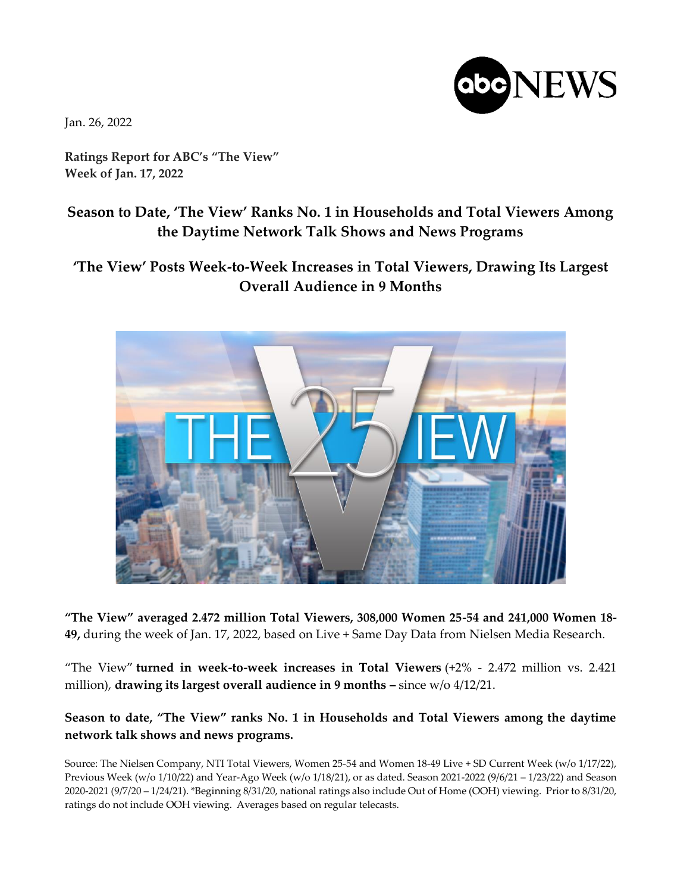Jan. 26, 2022

**Ratings Report for ABC's "The View"**
**Week of Jan. 17, 2022**

## Season to Date, 'The View' Ranks No. 1 in Households and Total Viewers Among the Daytime Network Talk Shows and News Programs

## 'The View' Posts Week-to-Week Increases in Total Viewers, Drawing Its Largest Overall Audience in 9 Months

**"The View" averaged 2.472 million Total Viewers, 308,000 Women 25-54 and 241,000 Women 18-49,** during the week of Jan. 17, 2022, based on Live + Same Day Data from Nielsen Media Research.

"The View" **turned in week-to-week increases in Total Viewers** (+2% - 2.472 million vs. 2.421 million), **drawing its largest overall audience in 9 months –** since w/o 4/12/21.

**Season to date, "The View" ranks No. 1 in Households and Total Viewers among the daytime network talk shows and news programs.**

Source: The Nielsen Company, NTI Total Viewers, Women 25-54 and Women 18-49 Live + SD Current Week (w/o 1/17/22), Previous Week (w/o 1/10/22) and Year-Ago Week (w/o 1/18/21), or as dated. Season 2021-2022 (9/6/21 – 1/23/22) and Season 2020-2021 (9/7/20 – 1/24/21). *Beginning 8/31/20, national ratings also include Out of Home (OOH) viewing. Prior to 8/31/20, ratings do not include OOH viewing. Averages based on regular telecasts.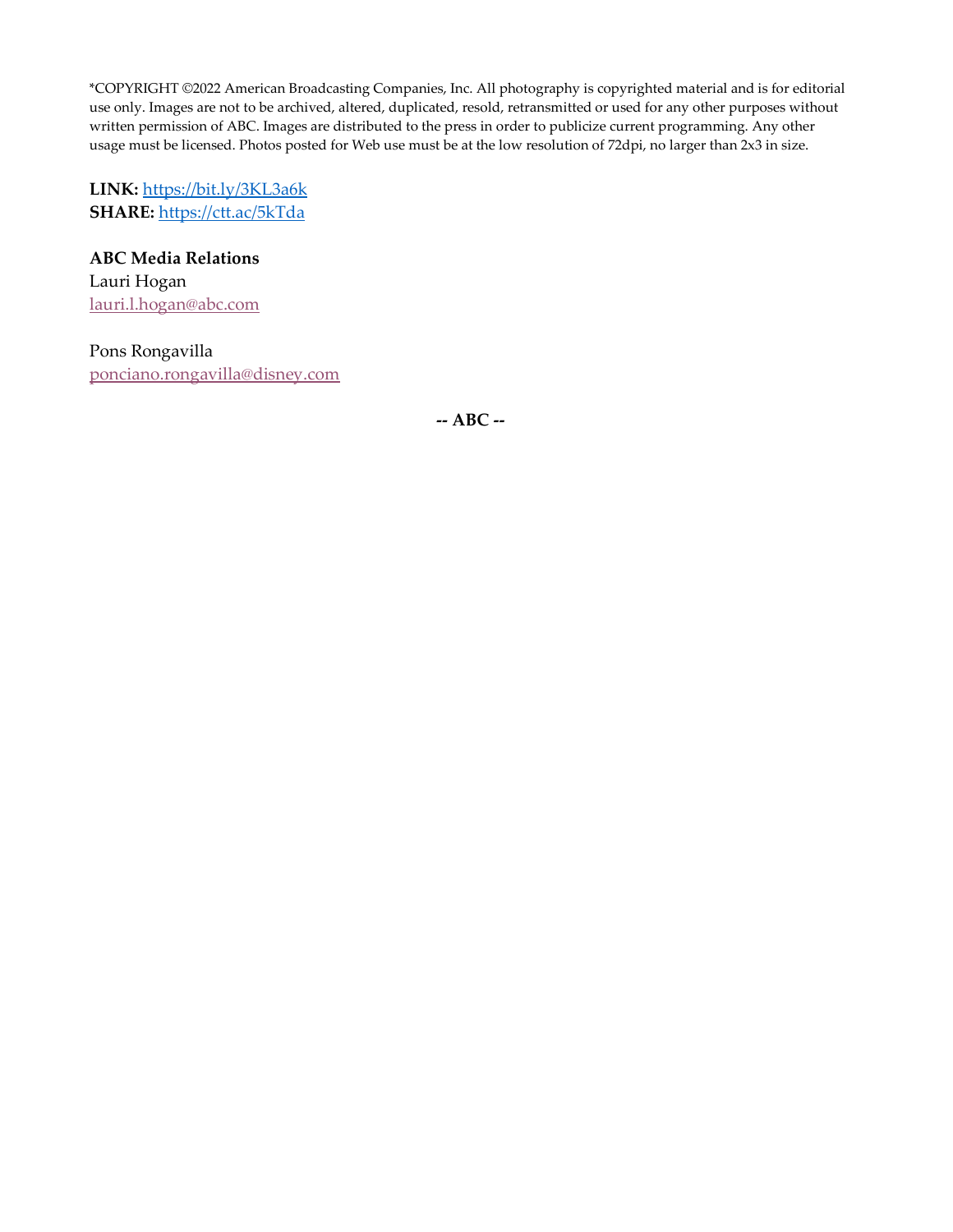*COPYRIGHT ©2022 American Broadcasting Companies, Inc. All photography is copyrighted material and is for editorial use only. Images are not to be archived, altered, duplicated, resold, retransmitted or used for any other purposes without written permission of ABC. Images are distributed to the press in order to publicize current programming. Any other usage must be licensed. Photos posted for Web use must be at the low resolution of 72dpi, no larger than 2x3 in size.

**LINK:** https://bit.ly/3KL3a6k
**SHARE:** https://ctt.ac/5kTda

**ABC Media Relations**
Lauri Hogan
lauri.l.hogan@abc.com

Pons Rongavilla
ponciano.rongavilla@disney.com

**-- ABC --**